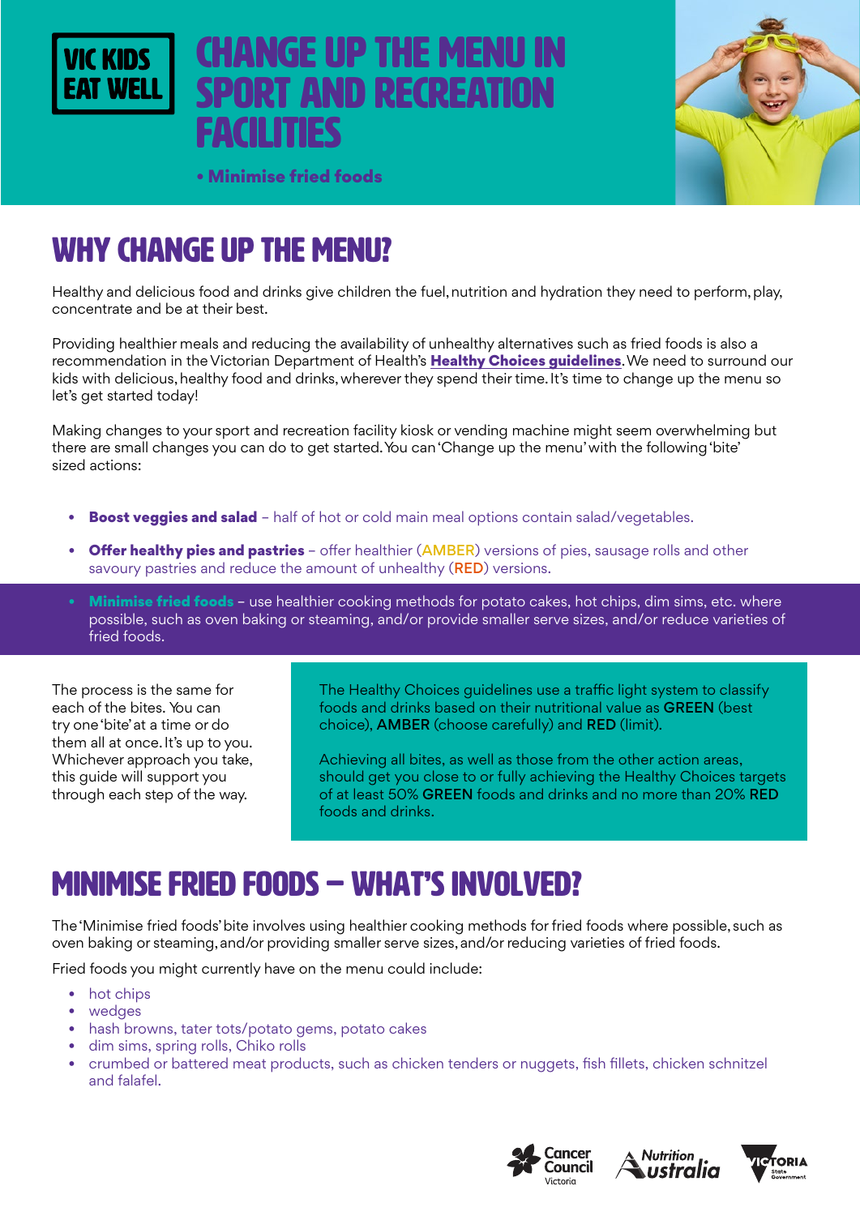VIC KIDS EAT WELL

# CHANGE UP THE MENU IN SPORT AND RECREATION FACILITIES

**• Minimise fried foods**

## WHY CHANGE UP THE MENU?

Healthy and delicious food and drinks give children the fuel, nutrition and hydration they need to perform, play, concentrate and be at their best.

Providing healthier meals and reducing the availability of unhealthy alternatives such as fried foods is also a recommendation in the Victorian Department of Health's **Healthy Choices guidelines**. We need to surround our kids with delicious, healthy food and drinks, wherever they spend their time. It's time to change up the menu so let's get started today!

Making changes to your sport and recreation facility kiosk or vending machine might seem overwhelming but there are small changes you can do to get started. You can 'Change up the menu' with the following 'bite' sized actions:

- **Boost veggies and salad** – half of hot or cold main meal options contain salad/vegetables.
- **Offer healthy pies and pastries** – offer healthier (AMBER) versions of pies, sausage rolls and other savoury pastries and reduce the amount of unhealthy (RED) versions.
- **Minimise fried foods** – use healthier cooking methods for potato cakes, hot chips, dim sims, etc. where possible, such as oven baking or steaming, and/or provide smaller serve sizes, and/or reduce varieties of fried foods.

The process is the same for each of the bites. You can try one 'bite' at a time or do them all at once. It's up to you. Whichever approach you take, this guide will support you through each step of the way.

The Healthy Choices guidelines use a traffic light system to classify foods and drinks based on their nutritional value as **GREEN** (best choice), **AMBER** (choose carefully) and **RED** (limit).

Achieving all bites, as well as those from the other action areas, should get you close to or fully achieving the Healthy Choices targets of at least 50% **GREEN** foods and drinks and no more than 20% **RED** foods and drinks.

## MINIMISE FRIED FOODS – WHAT'S INVOLVED?

The 'Minimise fried foods' bite involves using healthier cooking methods for fried foods where possible, such as oven baking or steaming, and/or providing smaller serve sizes, and/or reducing varieties of fried foods.

Fried foods you might currently have on the menu could include:

- hot chips
- wedges
- hash browns, tater tots/potato gems, potato cakes
- dim sims, spring rolls, Chiko rolls
- crumbed or battered meat products, such as chicken tenders or nuggets, fish fillets, chicken schnitzel and falafel.

Cancer Council Victoria · Nutrition Australia · Victoria State Government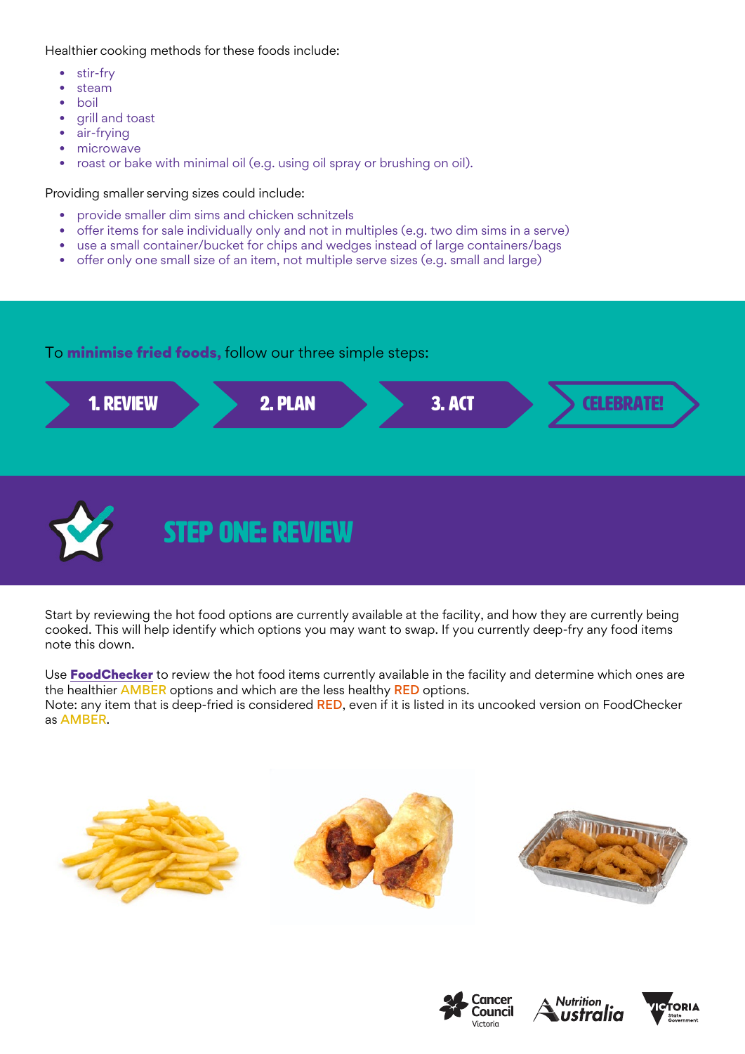Healthier cooking methods for these foods include:

- stir-fry
- steam
- boil
- grill and toast
- air-frying
- microwave
- roast or bake with minimal oil (e.g. using oil spray or brushing on oil).

Providing smaller serving sizes could include:

- provide smaller dim sims and chicken schnitzels
- offer items for sale individually only and not in multiples (e.g. two dim sims in a serve)
- use a small container/bucket for chips and wedges instead of large containers/bags
- offer only one small size of an item, not multiple serve sizes (e.g. small and large)

To **minimise fried foods,** follow our three simple steps:

**1. REVIEW** → **2. PLAN** → **3. ACT** → **CELEBRATE!**

## STEP ONE: REVIEW

Start by reviewing the hot food options are currently available at the facility, and how they are currently being cooked. This will help identify which options you may want to swap. If you currently deep-fry any food items note this down.

Use **FoodChecker** to review the hot food items currently available in the facility and determine which ones are the healthier AMBER options and which are the less healthy RED options.
Note: any item that is deep-fried is considered RED, even if it is listed in its uncooked version on FoodChecker as AMBER.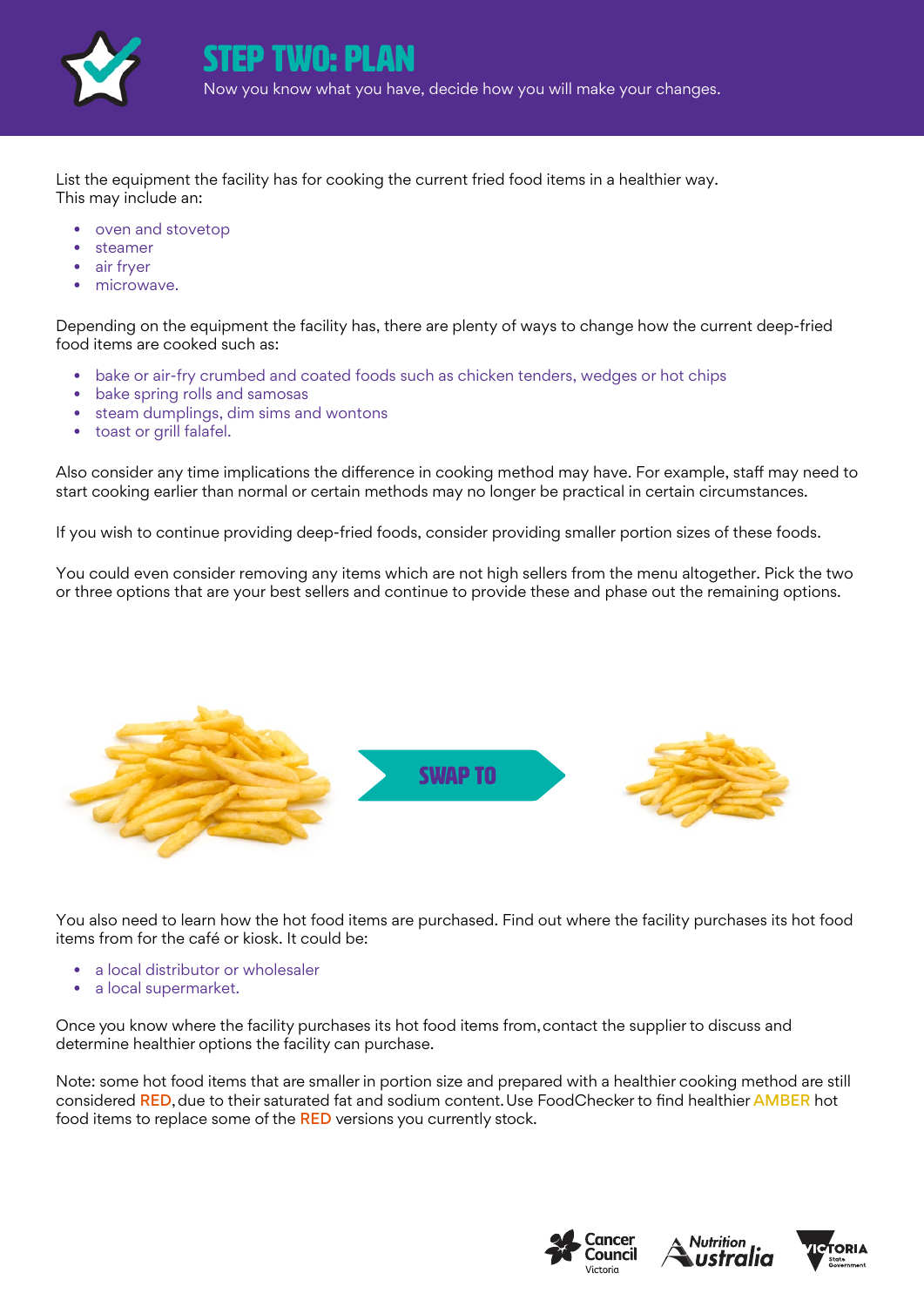# STEP TWO: PLAN

Now you know what you have, decide how you will make your changes.

List the equipment the facility has for cooking the current fried food items in a healthier way. This may include an:

- oven and stovetop
- steamer
- air fryer
- microwave.

Depending on the equipment the facility has, there are plenty of ways to change how the current deep-fried food items are cooked such as:

- bake or air-fry crumbed and coated foods such as chicken tenders, wedges or hot chips
- bake spring rolls and samosas
- steam dumplings, dim sims and wontons
- toast or grill falafel.

Also consider any time implications the difference in cooking method may have. For example, staff may need to start cooking earlier than normal or certain methods may no longer be practical in certain circumstances.

If you wish to continue providing deep-fried foods, consider providing smaller portion sizes of these foods.

You could even consider removing any items which are not high sellers from the menu altogether. Pick the two or three options that are your best sellers and continue to provide these and phase out the remaining options.

SWAP TO

You also need to learn how the hot food items are purchased. Find out where the facility purchases its hot food items from for the café or kiosk. It could be:

- a local distributor or wholesaler
- a local supermarket.

Once you know where the facility purchases its hot food items from, contact the supplier to discuss and determine healthier options the facility can purchase.

Note: some hot food items that are smaller in portion size and prepared with a healthier cooking method are still considered RED, due to their saturated fat and sodium content. Use FoodChecker to find healthier AMBER hot food items to replace some of the RED versions you currently stock.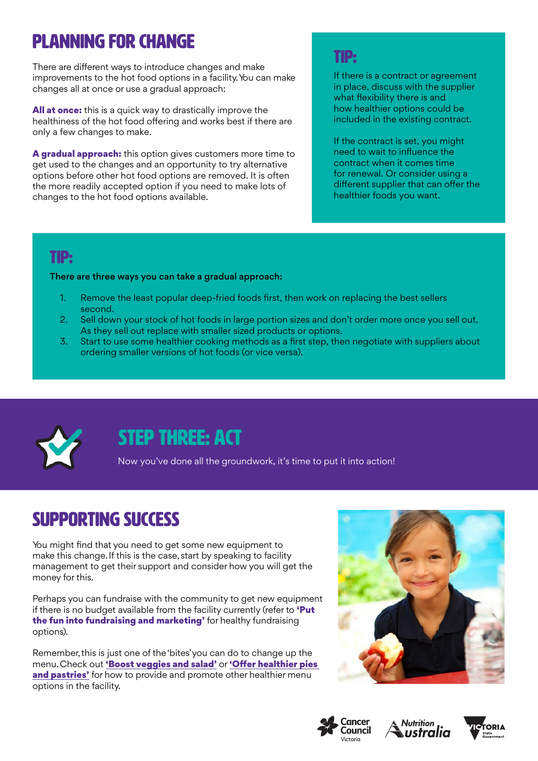## PLANNING FOR CHANGE

There are different ways to introduce changes and make improvements to the hot food options in a facility. You can make changes all at once or use a gradual approach:

**All at once:** this is a quick way to drastically improve the healthiness of the hot food offering and works best if there are only a few changes to make.

**A gradual approach:** this option gives customers more time to get used to the changes and an opportunity to try alternative options before other hot food options are removed. It is often the more readily accepted option if you need to make lots of changes to the hot food options available.

### TIP:

If there is a contract or agreement in place, discuss with the supplier what flexibility there is and how healthier options could be included in the existing contract.

If the contract is set, you might need to wait to influence the contract when it comes time for renewal. Or consider using a different supplier that can offer the healthier foods you want.

### TIP:

There are three ways you can take a gradual approach:

1. Remove the least popular deep-fried foods first, then work on replacing the best sellers second.
2. Sell down your stock of hot foods in large portion sizes and don't order more once you sell out. As they sell out replace with smaller sized products or options.
3. Start to use some healthier cooking methods as a first step, then negotiate with suppliers about ordering smaller versions of hot foods (or vice versa).

## STEP THREE: ACT

Now you've done all the groundwork, it's time to put it into action!

## SUPPORTING SUCCESS

You might find that you need to get some new equipment to make this change. If this is the case, start by speaking to facility management to get their support and consider how you will get the money for this.

Perhaps you can fundraise with the community to get new equipment if there is no budget available from the facility currently (refer to **'Put the fun into fundraising and marketing'** for healthy fundraising options).

Remember, this is just one of the 'bites' you can do to change up the menu. Check out **'Boost veggies and salad'** or **'Offer healthier pies and pastries'** for how to provide and promote other healthier menu options in the facility.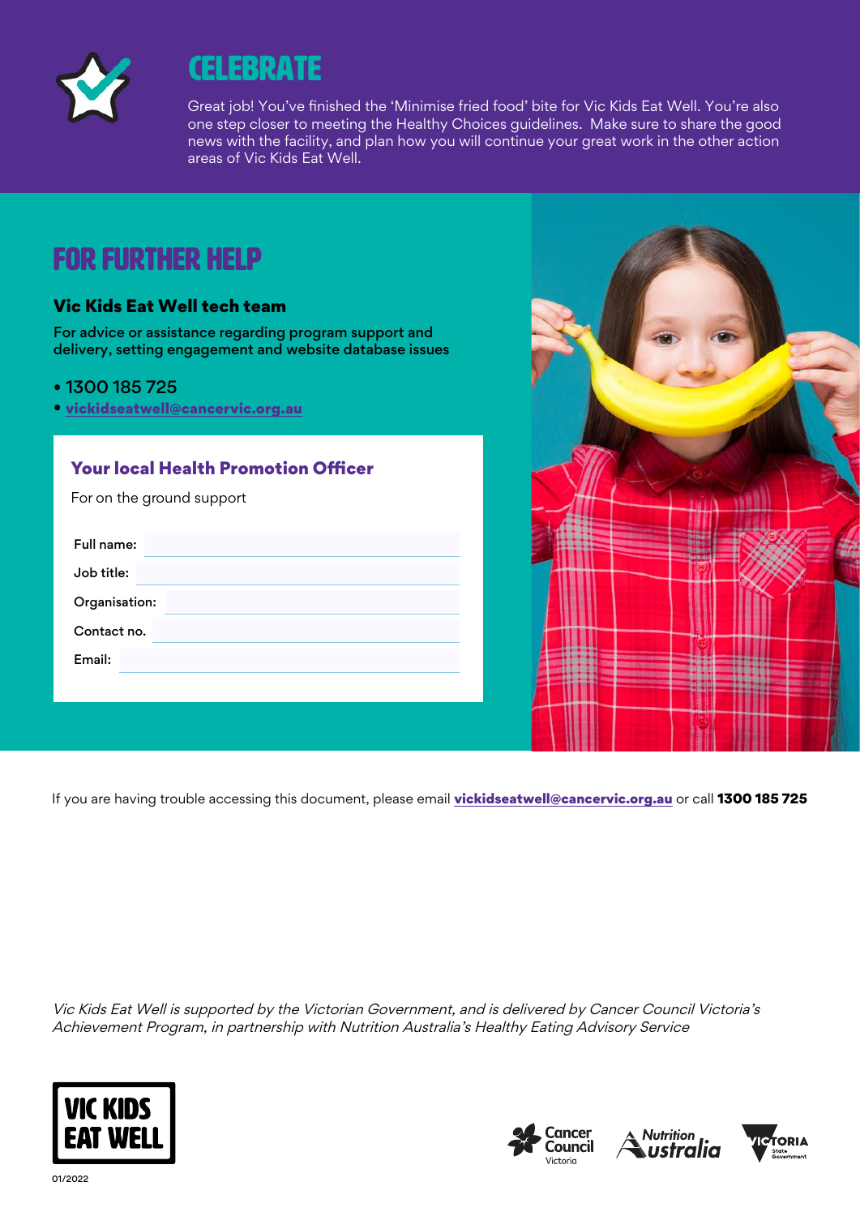# CELEBRATE

Great job! You've finished the 'Minimise fried food' bite for Vic Kids Eat Well. You're also one step closer to meeting the Healthy Choices guidelines. Make sure to share the good news with the facility, and plan how you will continue your great work in the other action areas of Vic Kids Eat Well.

# FOR FURTHER HELP

### Vic Kids Eat Well tech team

For advice or assistance regarding program support and delivery, setting engagement and website database issues

- 1300 185 725
- **vickidseatwell@cancervic.org.au**

### Your local Health Promotion Officer

For on the ground support

Full name:

Job title:

Organisation:

Contact no.

Email:

If you are having trouble accessing this document, please email **vickidseatwell@cancervic.org.au** or call **1300 185 725**

*Vic Kids Eat Well is supported by the Victorian Government, and is delivered by Cancer Council Victoria's Achievement Program, in partnership with Nutrition Australia's Healthy Eating Advisory Service*

VIC KIDS EAT WELL

Cancer Council Victoria | Nutrition Australia | Victoria State Government

01/2022